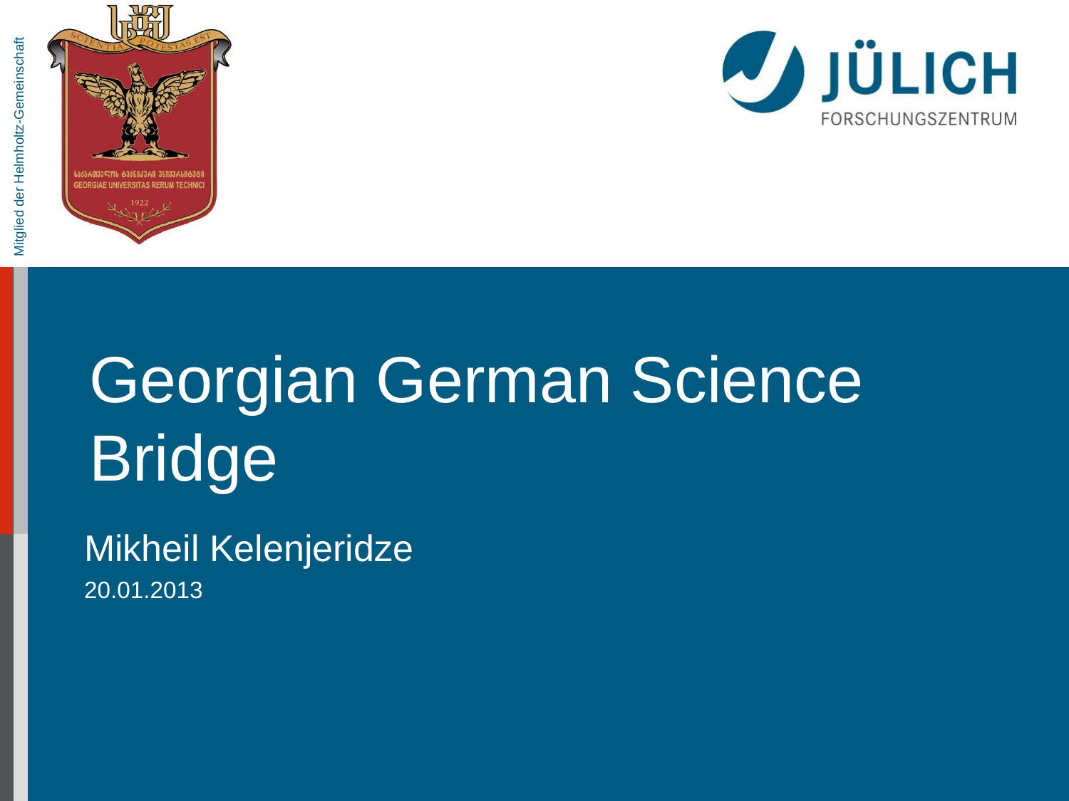# Georgian German Science Bridge

Mikheil Kelenjeridze

20.01.2013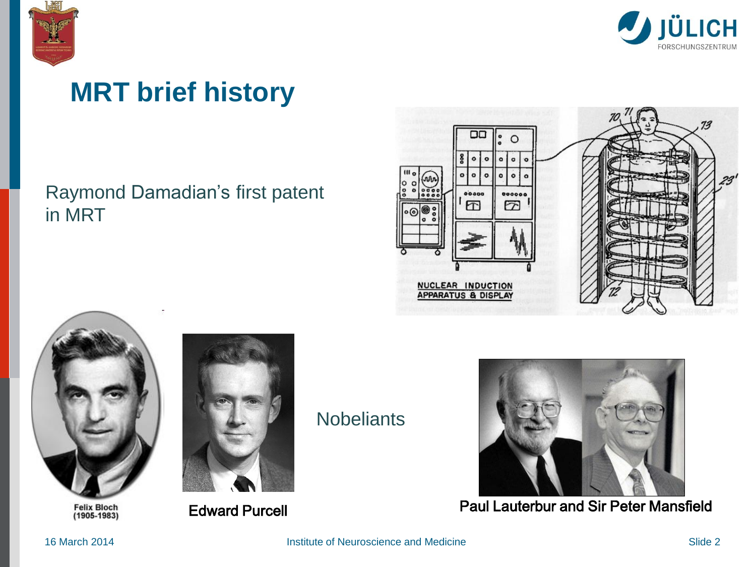# MRT brief history

Raymond Damadian's first patent in MRT

NUCLEAR INDUCTION APPARATUS & DISPLAY

Felix Bloch (1905-1983)

Edward Purcell

Nobeliants

Paul Lauterbur and Sir Peter Mansfield

16 March 2014

Institute of Neuroscience and Medicine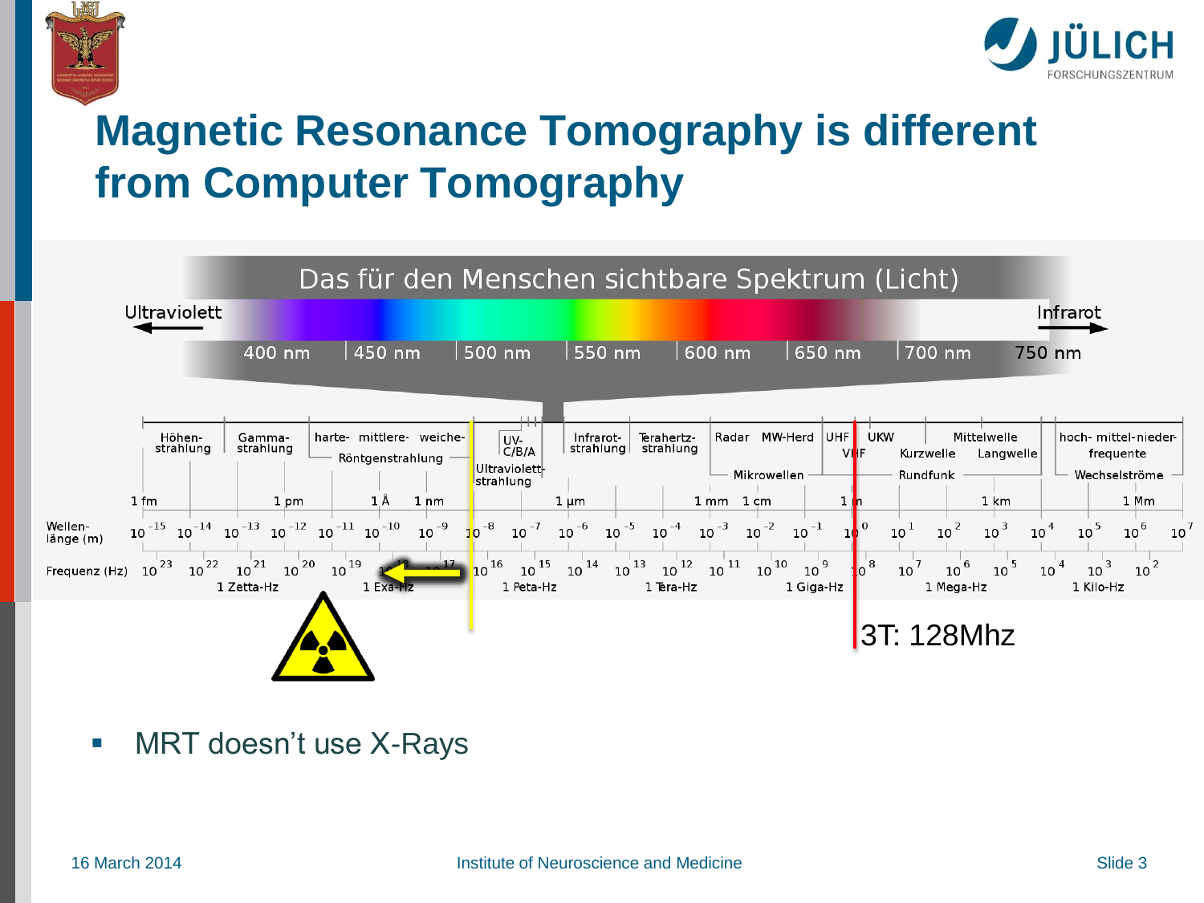# Magnetic Resonance Tomography is different from Computer Tomography

Das für den Menschen sichtbare Spektrum (Licht)

Ultraviolett — Infrarot

400 nm | 450 nm | 500 nm | 550 nm | 600 nm | 650 nm | 700 nm | 750 nm

Höhenstrahlung | Gammastrahlung | harte- mittlere- weiche- Röntgenstrahlung | UV-C/B/A Ultraviolettstrahlung | Infrarotstrahlung | Terahertzstrahlung | Radar MW-Herd Mikrowellen | UHF VHF | UKW Kurzwelle Mittelwelle Langwelle Rundfunk | hoch- mittel- niederfrequente Wechselströme

1 fm, 1 pm, 1 Å, 1 nm, 1 µm, 1 mm, 1 cm, 1 m, 1 km, 1 Mm

Wellenlänge (m): $10^{-15}$ $10^{-14}$ $10^{-13}$ $10^{-12}$ $10^{-11}$ $10^{-10}$ $10^{-9}$ $10^{-8}$ $10^{-7}$ $10^{-6}$ $10^{-5}$ $10^{-4}$ $10^{-3}$ $10^{-2}$ $10^{-1}$ $10^{0}$ $10^{1}$ $10^{2}$ $10^{3}$ $10^{4}$ $10^{5}$ $10^{6}$ $10^{7}$

Frequenz (Hz): $10^{23}$ $10^{22}$ $10^{21}$ $10^{20}$ $10^{19}$ $10^{18}$ $10^{17}$ $10^{16}$ $10^{15}$ $10^{14}$ $10^{13}$ $10^{12}$ $10^{11}$ $10^{10}$ $10^{9}$ $10^{8}$ $10^{7}$ $10^{6}$ $10^{5}$ $10^{4}$ $10^{3}$ $10^{2}$

1 Zetta-Hz, 1 Exa-Hz, 1 Peta-Hz, 1 Tera-Hz, 1 Giga-Hz, 1 Mega-Hz, 1 Kilo-Hz

3T: 128Mhz

- MRT doesn't use X-Rays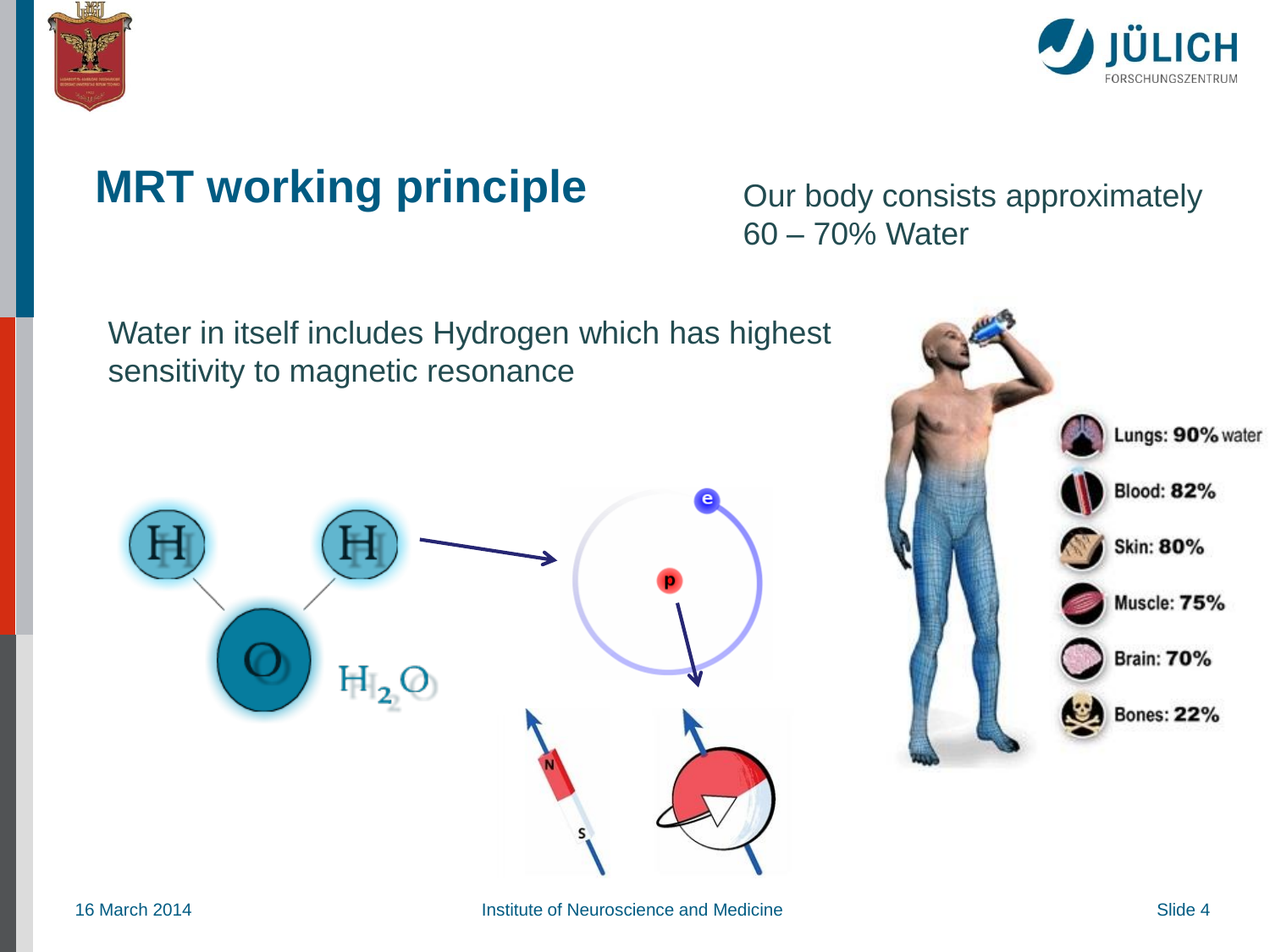# MRT working principle

Our body consists approximately 60 – 70% Water

Water in itself includes Hydrogen which has highest sensitivity to magnetic resonance

$H_2O$

- Lungs: 90% water
- Blood: 82%
- Skin: 80%
- Muscle: 75%
- Brain: 70%
- Bones: 22%

16 March 2014 — Institute of Neuroscience and Medicine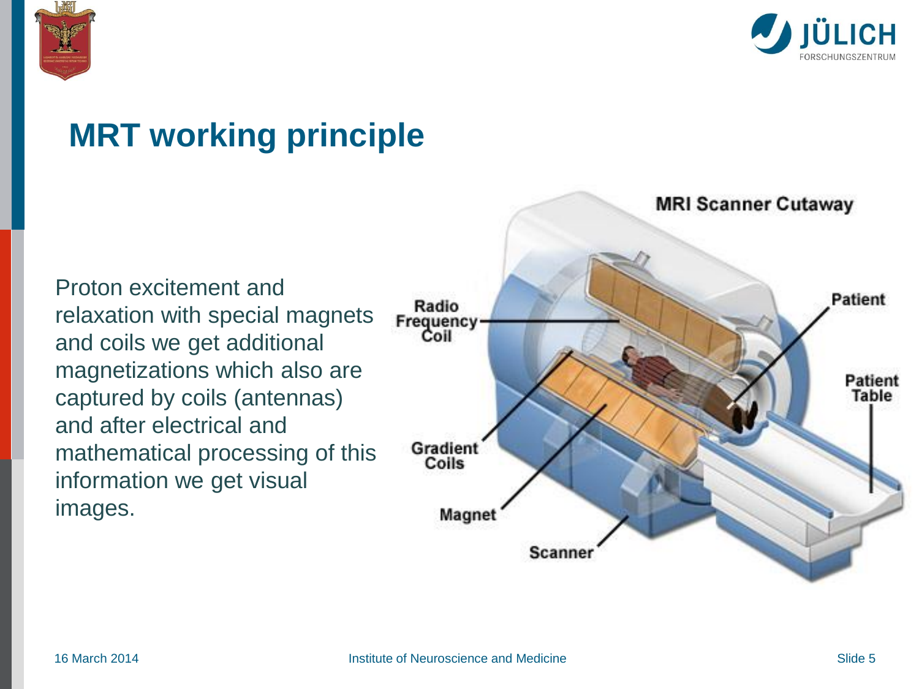# MRT working principle

Proton excitement and relaxation with special magnets and coils we get additional magnetizations which also are captured by coils (antennas) and after electrical and mathematical processing of this information we get visual images.

MRI Scanner Cutaway

Radio Frequency Coil

Patient

Patient Table

Gradient Coils

Magnet

Scanner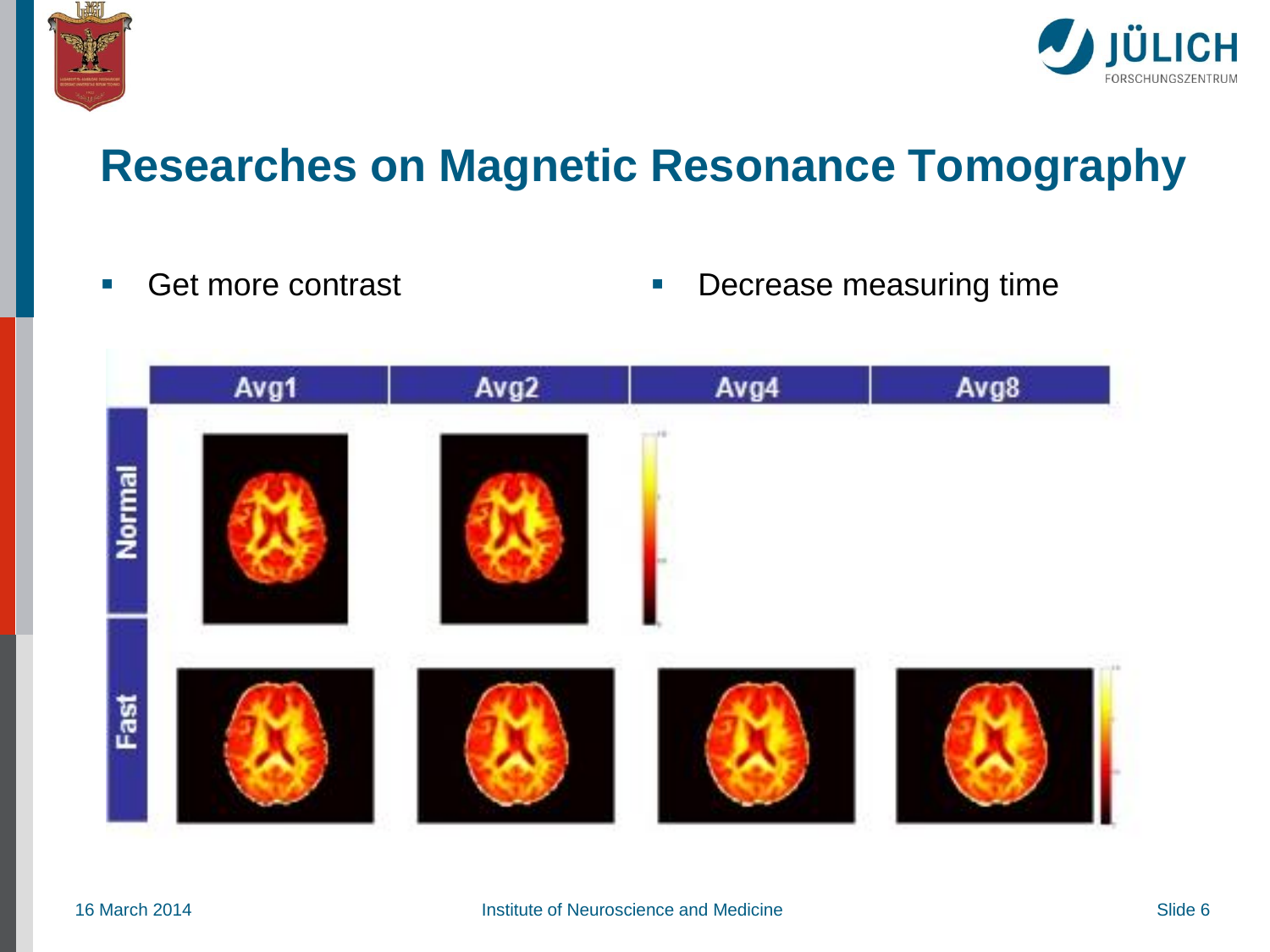# Researches on Magnetic Resonance Tomography

- Get more contrast
- Decrease measuring time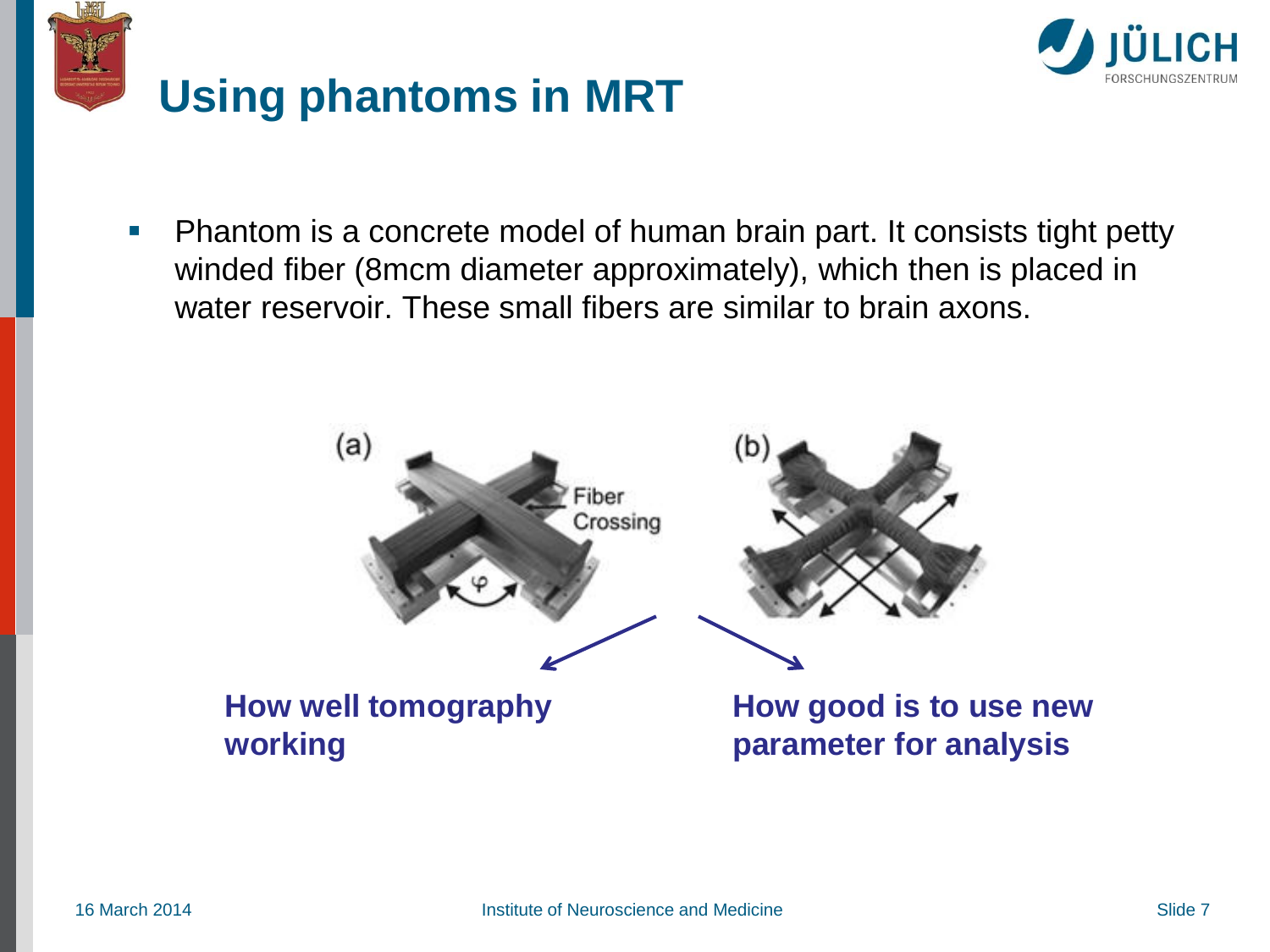# Using phantoms in MRT

- Phantom is a concrete model of human brain part. It consists tight petty winded fiber (8mcm diameter approximately), which then is placed in water reservoir. These small fibers are similar to brain axons.

**How well tomography working**

**How good is to use new parameter for analysis**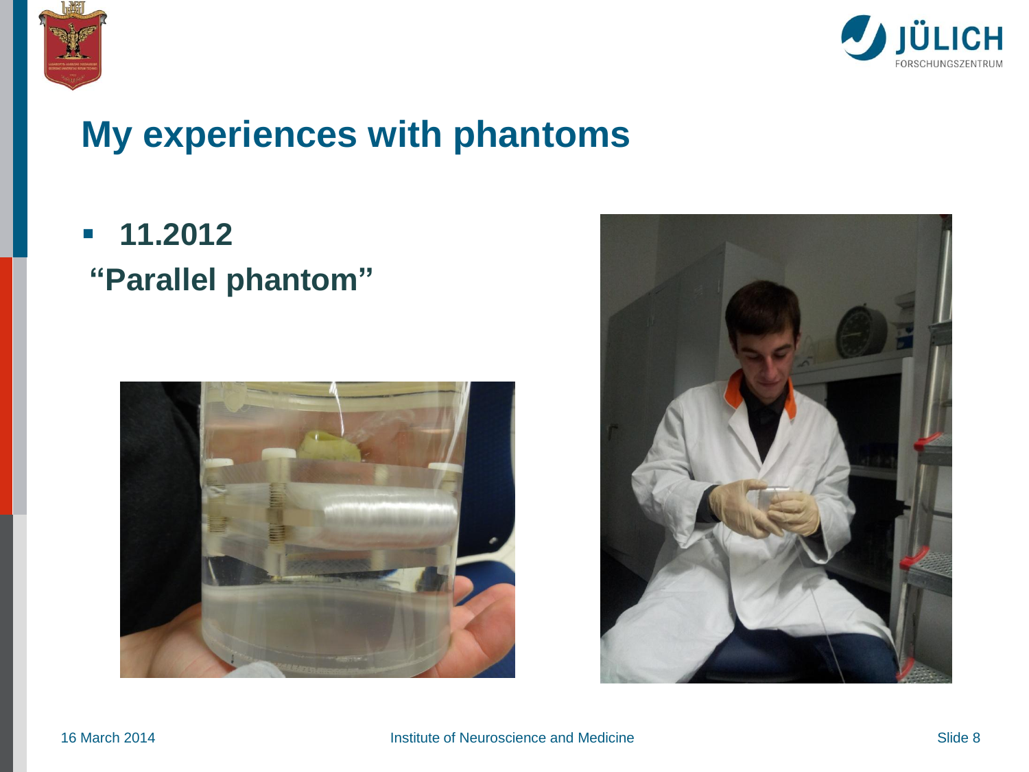# My experiences with phantoms

- **11.2012**

**“Parallel phantom”**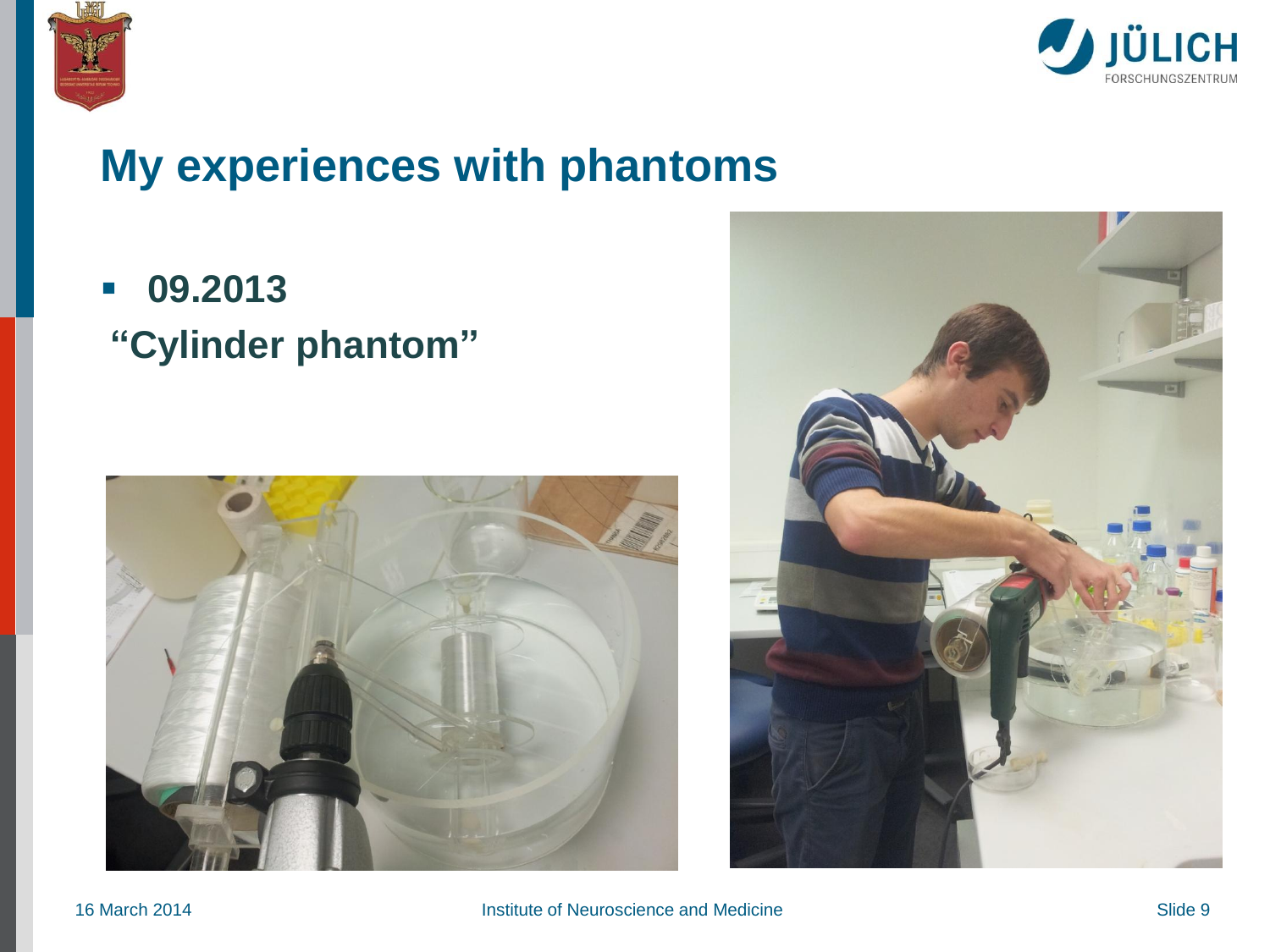# My experiences with phantoms

- **09.2013**

**"Cylinder phantom"**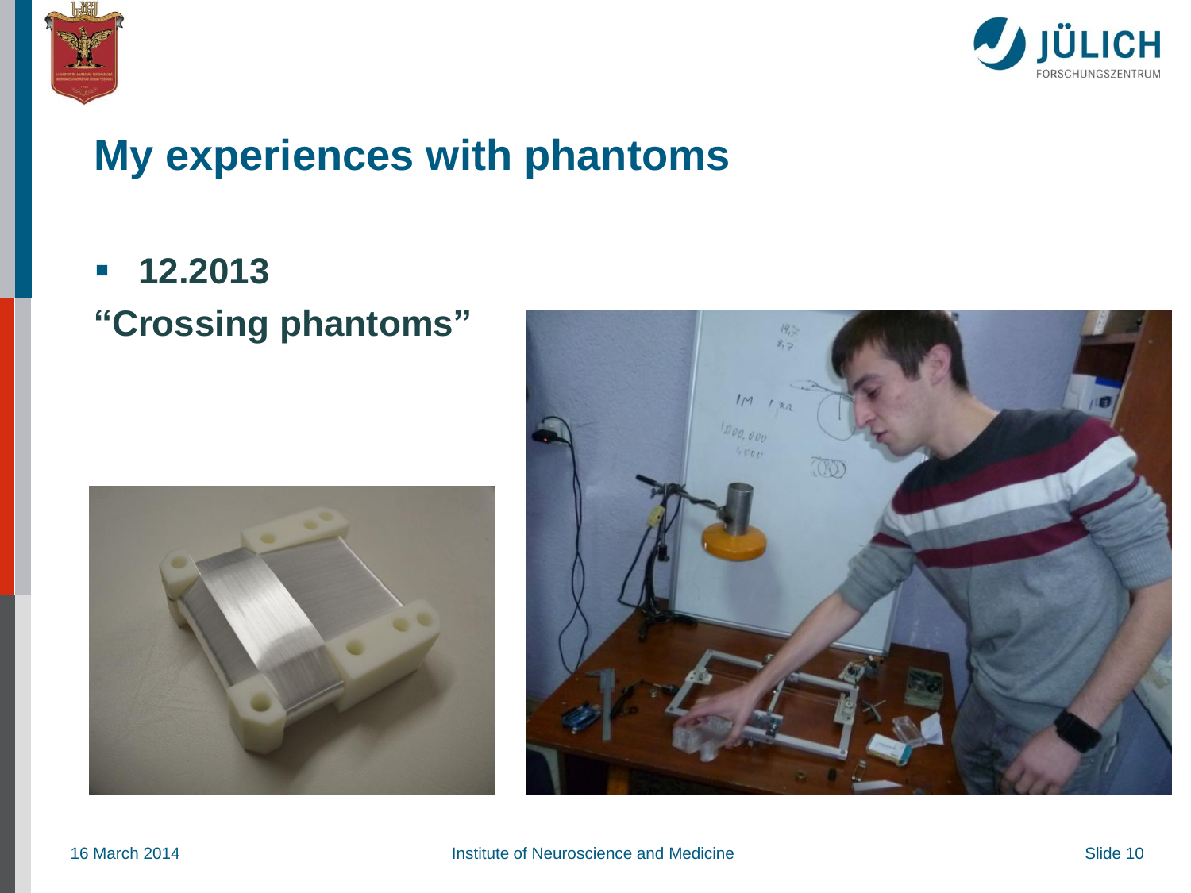# My experiences with phantoms

- **12.2013**

**"Crossing phantoms"**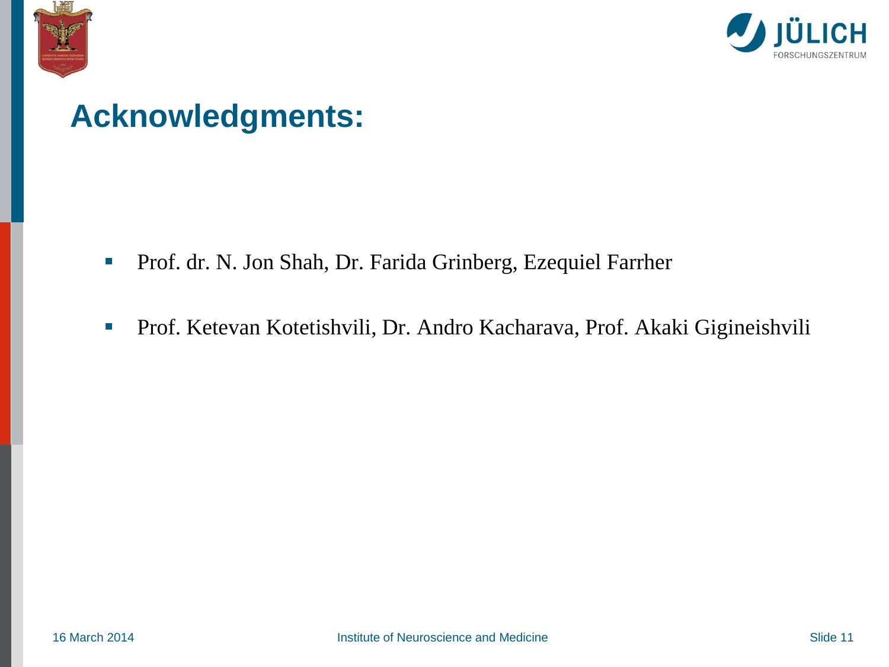# Acknowledgments:

- Prof. dr. N. Jon Shah, Dr. Farida Grinberg, Ezequiel Farrher
- Prof. Ketevan Kotetishvili, Dr. Andro Kacharava, Prof. Akaki Gigineishvili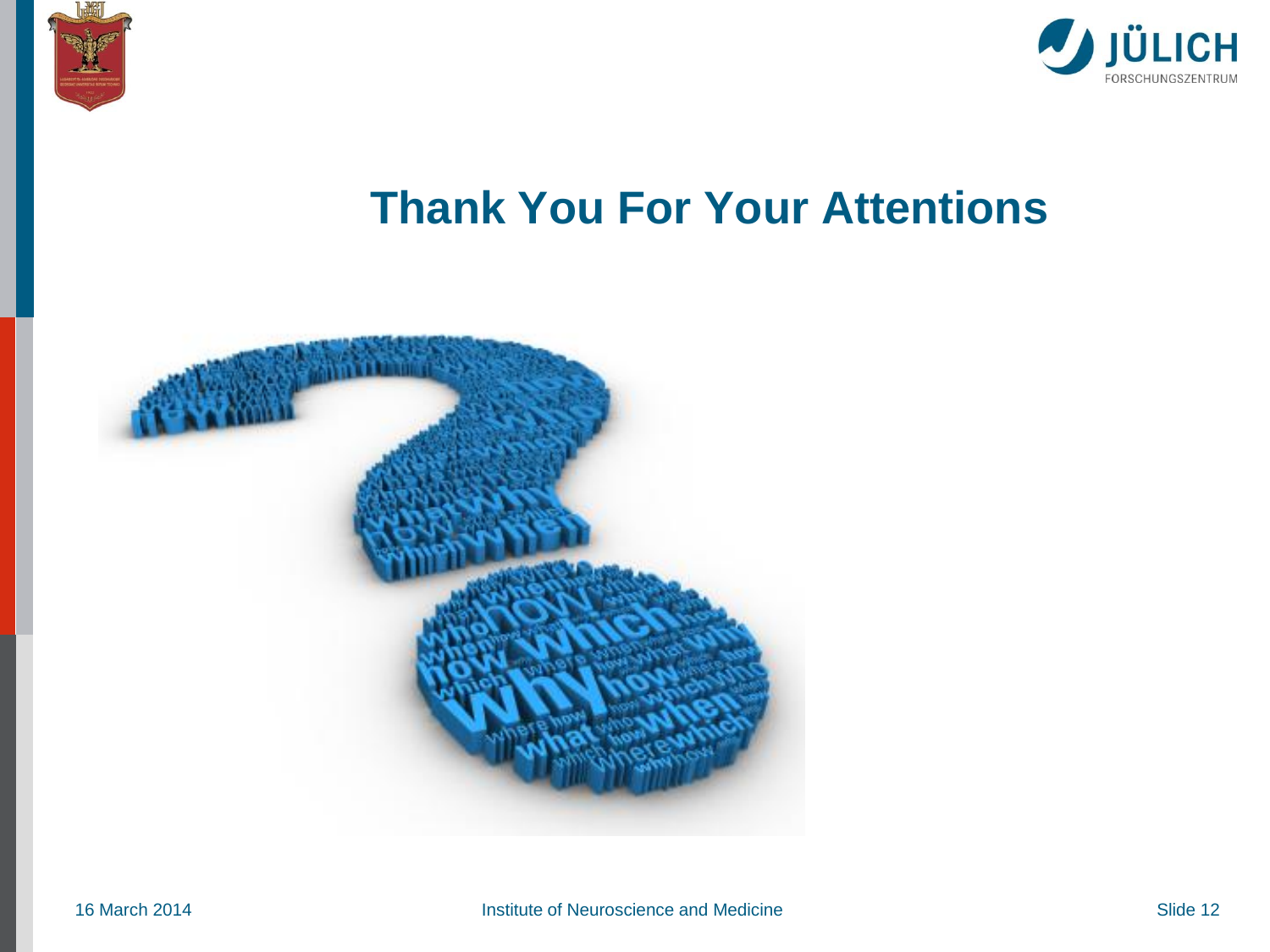# Thank You For Your Attentions